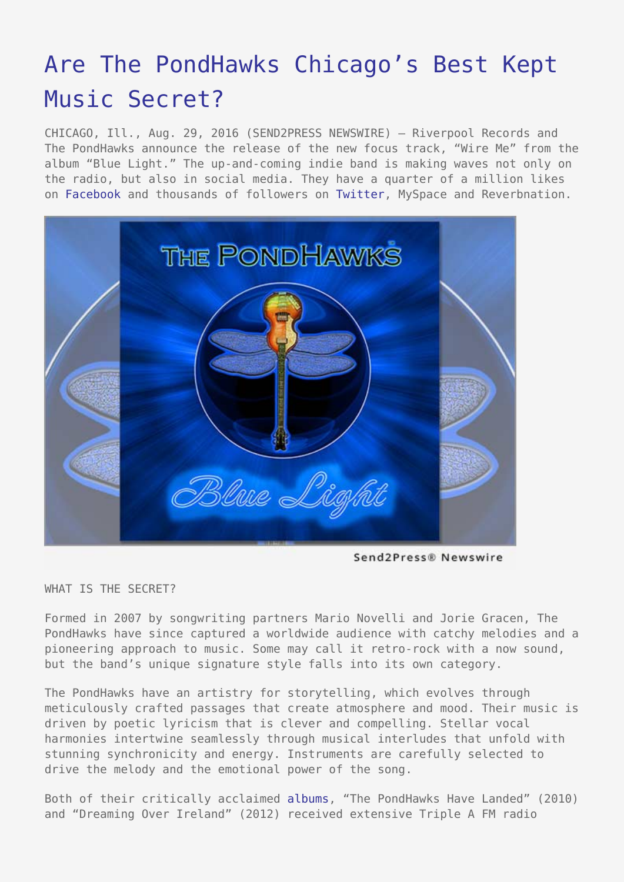# Are The PondHawks Chicago's Best Kept Music Secret?

CHICAGO, Ill., Aug. 29, 2016 (SEND2PRESS NEWSWIRE) — Riverpool Records and The PondHawks announce the release of the new focus track, "Wire Me" from the album "Blue Light." The up-and-coming indie band is making waves not only on the radio, but also in social media. They have a quarter of a million likes on Facebook and thousands of followers on Twitter, MySpace and Reverbnation.

WHAT IS THE SECRET?

Formed in 2007 by songwriting partners Mario Novelli and Jorie Gracen, The PondHawks have since captured a worldwide audience with catchy melodies and a pioneering approach to music. Some may call it retro-rock with a now sound, but the band's unique signature style falls into its own category.

The PondHawks have an artistry for storytelling, which evolves through meticulously crafted passages that create atmosphere and mood. Their music is driven by poetic lyricism that is clever and compelling. Stellar vocal harmonies intertwine seamlessly through musical interludes that unfold with stunning synchronicity and energy. Instruments are carefully selected to drive the melody and the emotional power of the song.

Both of their critically acclaimed albums, "The PondHawks Have Landed" (2010) and "Dreaming Over Ireland" (2012) received extensive Triple A FM radio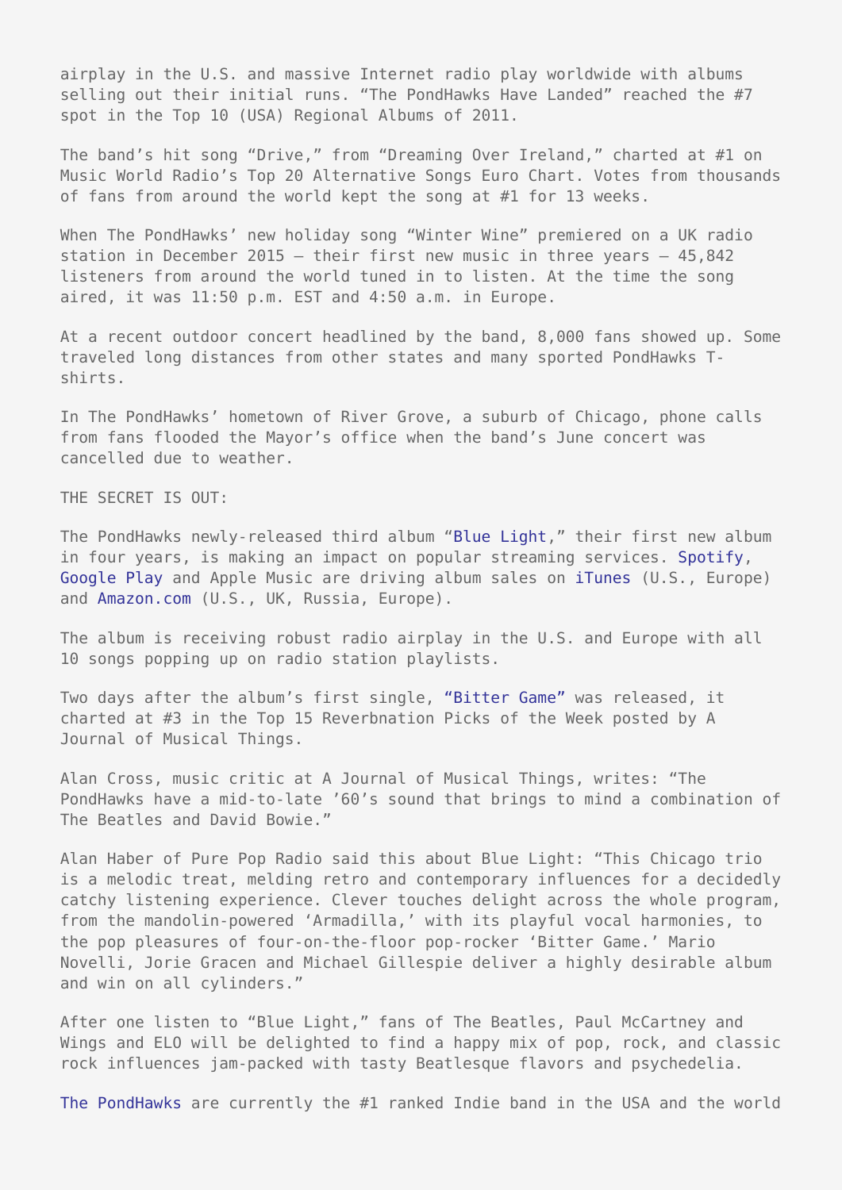airplay in the U.S. and massive Internet radio play worldwide with albums selling out their initial runs. "The PondHawks Have Landed" reached the #7 spot in the Top 10 (USA) Regional Albums of 2011.

The band's hit song "Drive," from "Dreaming Over Ireland," charted at #1 on Music World Radio's Top 20 Alternative Songs Euro Chart. Votes from thousands of fans from around the world kept the song at #1 for 13 weeks.

When The PondHawks' new holiday song "Winter Wine" premiered on a UK radio station in December 2015 – their first new music in three years – 45,842 listeners from around the world tuned in to listen. At the time the song aired, it was 11:50 p.m. EST and 4:50 a.m. in Europe.

At a recent outdoor concert headlined by the band, 8,000 fans showed up. Some traveled long distances from other states and many sported PondHawks T-shirts.

In The PondHawks' hometown of River Grove, a suburb of Chicago, phone calls from fans flooded the Mayor's office when the band's June concert was cancelled due to weather.

THE SECRET IS OUT:

The PondHawks newly-released third album "Blue Light," their first new album in four years, is making an impact on popular streaming services. Spotify, Google Play and Apple Music are driving album sales on iTunes (U.S., Europe) and Amazon.com (U.S., UK, Russia, Europe).

The album is receiving robust radio airplay in the U.S. and Europe with all 10 songs popping up on radio station playlists.

Two days after the album's first single, "Bitter Game" was released, it charted at #3 in the Top 15 Reverbnation Picks of the Week posted by A Journal of Musical Things.

Alan Cross, music critic at A Journal of Musical Things, writes: "The PondHawks have a mid-to-late '60's sound that brings to mind a combination of The Beatles and David Bowie."

Alan Haber of Pure Pop Radio said this about Blue Light: "This Chicago trio is a melodic treat, melding retro and contemporary influences for a decidedly catchy listening experience. Clever touches delight across the whole program, from the mandolin-powered 'Armadilla,' with its playful vocal harmonies, to the pop pleasures of four-on-the-floor pop-rocker 'Bitter Game.' Mario Novelli, Jorie Gracen and Michael Gillespie deliver a highly desirable album and win on all cylinders."

After one listen to "Blue Light," fans of The Beatles, Paul McCartney and Wings and ELO will be delighted to find a happy mix of pop, rock, and classic rock influences jam-packed with tasty Beatlesque flavors and psychedelia.

The PondHawks are currently the #1 ranked Indie band in the USA and the world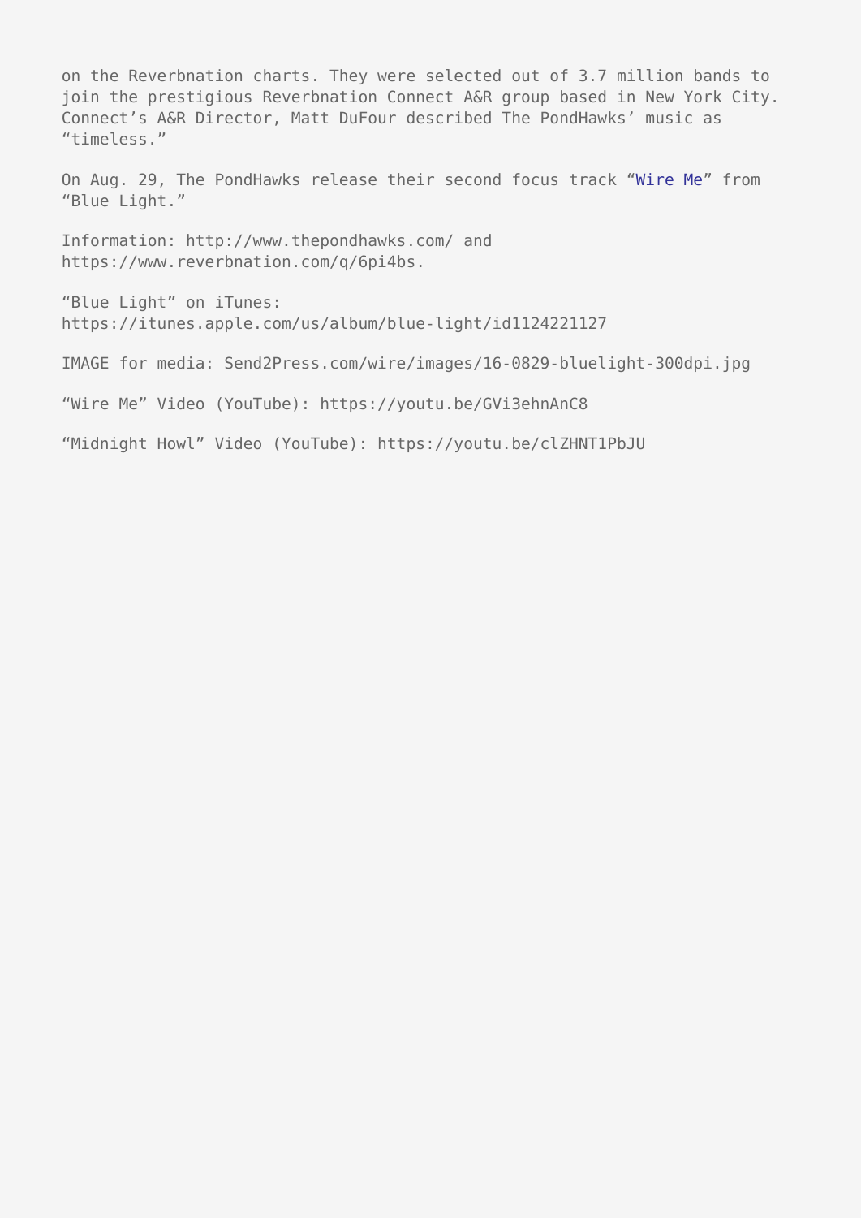on the Reverbnation charts. They were selected out of 3.7 million bands to join the prestigious Reverbnation Connect A&R group based in New York City. Connect's A&R Director, Matt DuFour described The PondHawks' music as "timeless."

On Aug. 29, The PondHawks release their second focus track "Wire Me" from "Blue Light."

Information: http://www.thepondhawks.com/ and https://www.reverbnation.com/q/6pi4bs.

"Blue Light" on iTunes: https://itunes.apple.com/us/album/blue-light/id1124221127

IMAGE for media: Send2Press.com/wire/images/16-0829-bluelight-300dpi.jpg

"Wire Me" Video (YouTube): https://youtu.be/GVi3ehnAnC8

"Midnight Howl" Video (YouTube): https://youtu.be/clZHNT1PbJU